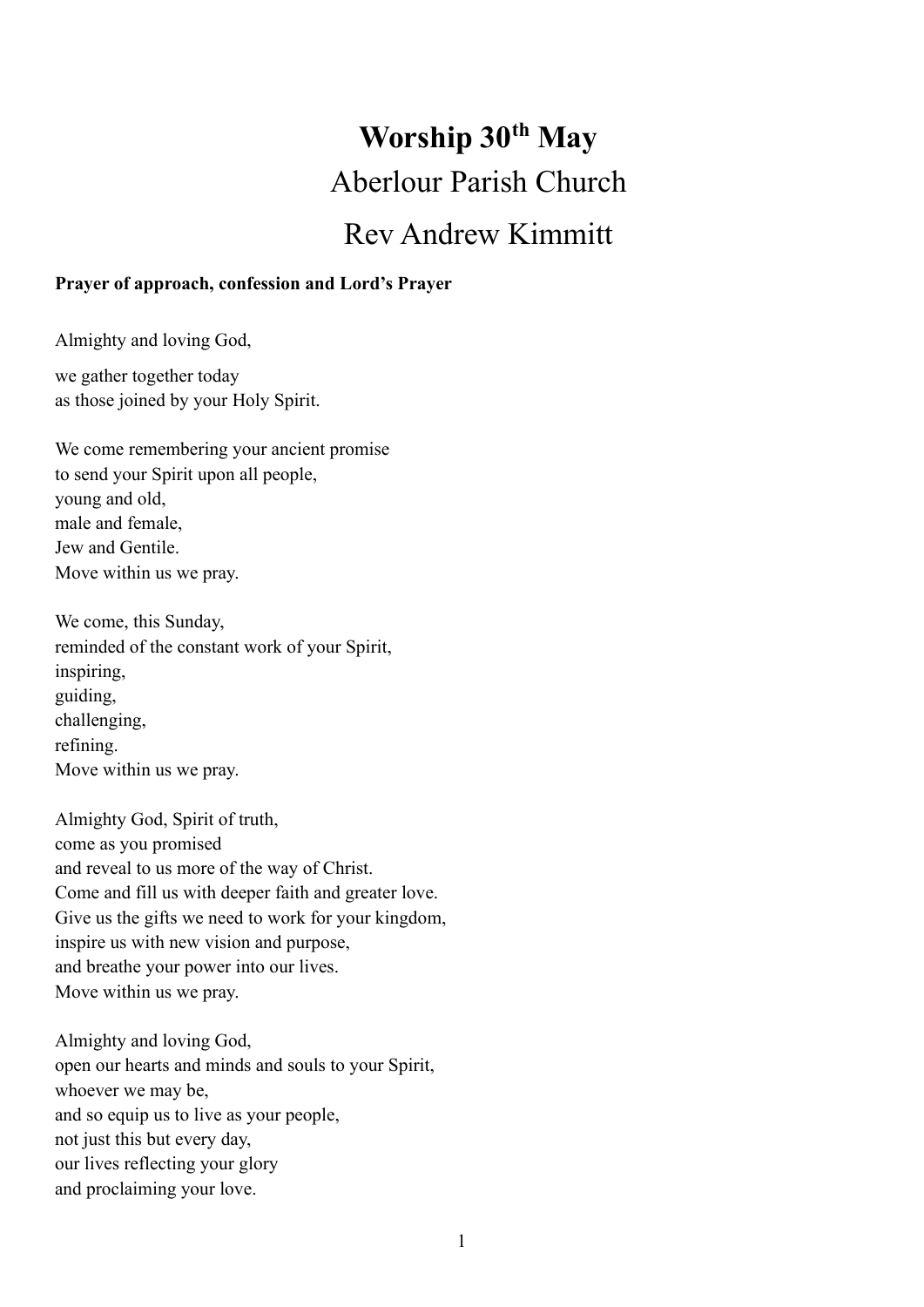# Worship 30th May

## Aberlour Parish Church

## Rev Andrew Kimmitt

**Prayer of approach, confession and Lord's Prayer**

Almighty and loving God,

we gather together today  
as those joined by your Holy Spirit.

We come remembering your ancient promise  
to send your Spirit upon all people,  
young and old,  
male and female,  
Jew and Gentile.  
Move within us we pray.

We come, this Sunday,  
reminded of the constant work of your Spirit,  
inspiring,  
guiding,  
challenging,  
refining.  
Move within us we pray.

Almighty God, Spirit of truth,  
come as you promised  
and reveal to us more of the way of Christ.  
Come and fill us with deeper faith and greater love.  
Give us the gifts we need to work for your kingdom,  
inspire us with new vision and purpose,  
and breathe your power into our lives.  
Move within us we pray.

Almighty and loving God,  
open our hearts and minds and souls to your Spirit,  
whoever we may be,  
and so equip us to live as your people,  
not just this but every day,  
our lives reflecting your glory  
and proclaiming your love.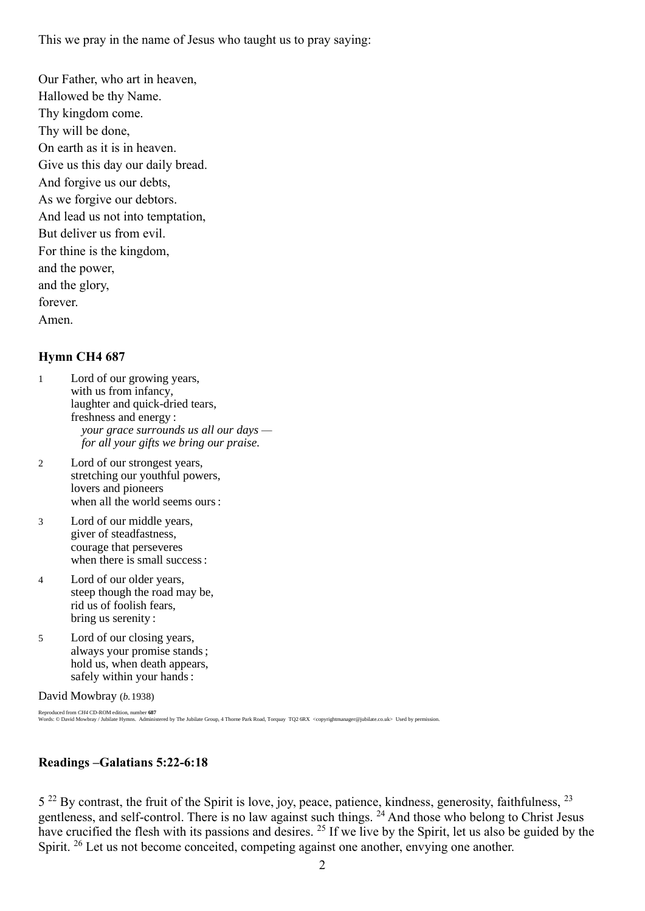This we pray in the name of Jesus who taught us to pray saying:

Our Father, who art in heaven,
Hallowed be thy Name.
Thy kingdom come.
Thy will be done,
On earth as it is in heaven.
Give us this day our daily bread.
And forgive us our debts,
As we forgive our debtors.
And lead us not into temptation,
But deliver us from evil.
For thine is the kingdom,
and the power,
and the glory,
forever.
Amen.

## Hymn CH4 687

1 Lord of our growing years,
with us from infancy,
laughter and quick-dried tears,
freshness and energy :
*your grace surrounds us all our days —*
*for all your gifts we bring our praise.*

2 Lord of our strongest years,
stretching our youthful powers,
lovers and pioneers
when all the world seems ours :

3 Lord of our middle years,
giver of steadfastness,
courage that perseveres
when there is small success :

4 Lord of our older years,
steep though the road may be,
rid us of foolish fears,
bring us serenity :

5 Lord of our closing years,
always your promise stands ;
hold us, when death appears,
safely within your hands :

David Mowbray (*b.* 1938)

Reproduced from *CH4* CD-ROM edition, number **687**
Words: © David Mowbray / Jubilate Hymns. Administered by The Jubilate Group, 4 Thorne Park Road, Torquay TQ2 6RX <copyrightmanager@jubilate.co.uk> Used by permission.

## Readings –Galatians 5:22-6:18

5 [22] By contrast, the fruit of the Spirit is love, joy, peace, patience, kindness, generosity, faithfulness, [23] gentleness, and self-control. There is no law against such things. [24] And those who belong to Christ Jesus have crucified the flesh with its passions and desires. [25] If we live by the Spirit, let us also be guided by the Spirit. [26] Let us not become conceited, competing against one another, envying one another.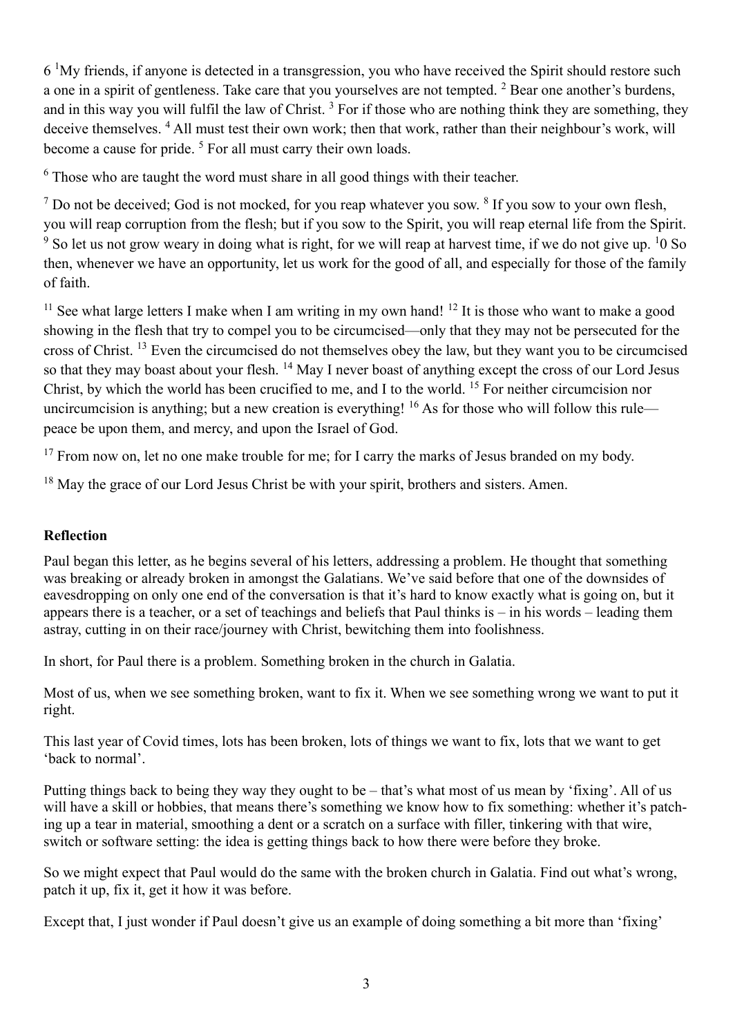6 [1]My friends, if anyone is detected in a transgression, you who have received the Spirit should restore such a one in a spirit of gentleness. Take care that you yourselves are not tempted. [2] Bear one another's burdens, and in this way you will fulfil the law of Christ. [3] For if those who are nothing think they are something, they deceive themselves. [4] All must test their own work; then that work, rather than their neighbour's work, will become a cause for pride. [5] For all must carry their own loads.

[6] Those who are taught the word must share in all good things with their teacher.

[7] Do not be deceived; God is not mocked, for you reap whatever you sow. [8] If you sow to your own flesh, you will reap corruption from the flesh; but if you sow to the Spirit, you will reap eternal life from the Spirit. [9] So let us not grow weary in doing what is right, for we will reap at harvest time, if we do not give up. [1]0 So then, whenever we have an opportunity, let us work for the good of all, and especially for those of the family of faith.

[11] See what large letters I make when I am writing in my own hand! [12] It is those who want to make a good showing in the flesh that try to compel you to be circumcised—only that they may not be persecuted for the cross of Christ. [13] Even the circumcised do not themselves obey the law, but they want you to be circumcised so that they may boast about your flesh. [14] May I never boast of anything except the cross of our Lord Jesus Christ, by which the world has been crucified to me, and I to the world. [15] For neither circumcision nor uncircumcision is anything; but a new creation is everything! [16] As for those who will follow this rule—peace be upon them, and mercy, and upon the Israel of God.

[17] From now on, let no one make trouble for me; for I carry the marks of Jesus branded on my body.

[18] May the grace of our Lord Jesus Christ be with your spirit, brothers and sisters. Amen.

**Reflection**

Paul began this letter, as he begins several of his letters, addressing a problem. He thought that something was breaking or already broken in amongst the Galatians. We've said before that one of the downsides of eavesdropping on only one end of the conversation is that it's hard to know exactly what is going on, but it appears there is a teacher, or a set of teachings and beliefs that Paul thinks is – in his words – leading them astray, cutting in on their race/journey with Christ, bewitching them into foolishness.

In short, for Paul there is a problem. Something broken in the church in Galatia.

Most of us, when we see something broken, want to fix it. When we see something wrong we want to put it right.

This last year of Covid times, lots has been broken, lots of things we want to fix, lots that we want to get 'back to normal'.

Putting things back to being they way they ought to be – that's what most of us mean by 'fixing'. All of us will have a skill or hobbies, that means there's something we know how to fix something: whether it's patching up a tear in material, smoothing a dent or a scratch on a surface with filler, tinkering with that wire, switch or software setting: the idea is getting things back to how there were before they broke.

So we might expect that Paul would do the same with the broken church in Galatia. Find out what's wrong, patch it up, fix it, get it how it was before.

Except that, I just wonder if Paul doesn't give us an example of doing something a bit more than 'fixing'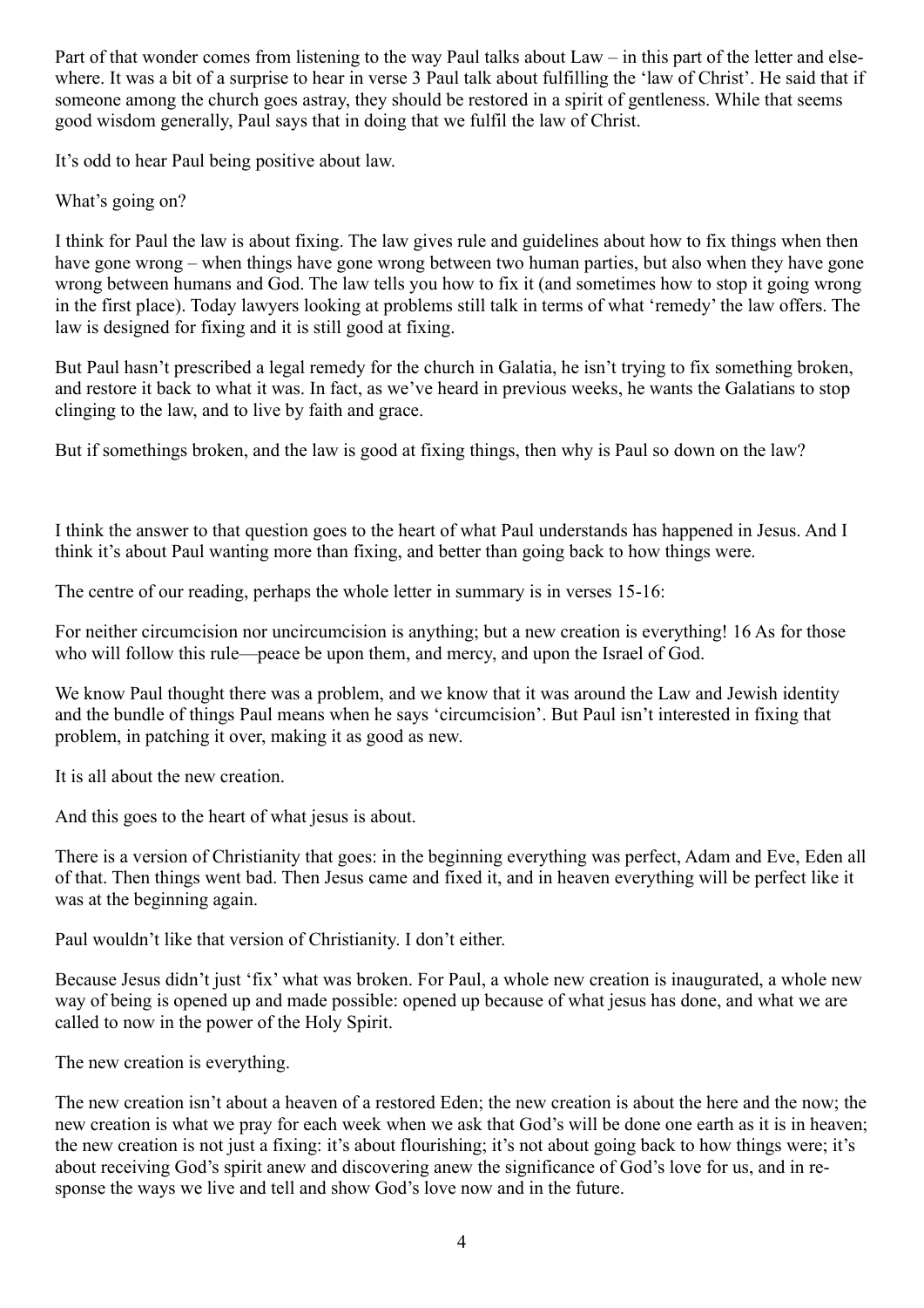Part of that wonder comes from listening to the way Paul talks about Law – in this part of the letter and elsewhere. It was a bit of a surprise to hear in verse 3 Paul talk about fulfilling the 'law of Christ'. He said that if someone among the church goes astray, they should be restored in a spirit of gentleness. While that seems good wisdom generally, Paul says that in doing that we fulfil the law of Christ.

It's odd to hear Paul being positive about law.

What's going on?

I think for Paul the law is about fixing. The law gives rule and guidelines about how to fix things when then have gone wrong – when things have gone wrong between two human parties, but also when they have gone wrong between humans and God. The law tells you how to fix it (and sometimes how to stop it going wrong in the first place). Today lawyers looking at problems still talk in terms of what 'remedy' the law offers. The law is designed for fixing and it is still good at fixing.

But Paul hasn't prescribed a legal remedy for the church in Galatia, he isn't trying to fix something broken, and restore it back to what it was. In fact, as we've heard in previous weeks, he wants the Galatians to stop clinging to the law, and to live by faith and grace.

But if somethings broken, and the law is good at fixing things, then why is Paul so down on the law?

I think the answer to that question goes to the heart of what Paul understands has happened in Jesus. And I think it's about Paul wanting more than fixing, and better than going back to how things were.

The centre of our reading, perhaps the whole letter in summary is in verses 15-16:

For neither circumcision nor uncircumcision is anything; but a new creation is everything! 16 As for those who will follow this rule—peace be upon them, and mercy, and upon the Israel of God.

We know Paul thought there was a problem, and we know that it was around the Law and Jewish identity and the bundle of things Paul means when he says 'circumcision'. But Paul isn't interested in fixing that problem, in patching it over, making it as good as new.

It is all about the new creation.

And this goes to the heart of what jesus is about.

There is a version of Christianity that goes: in the beginning everything was perfect, Adam and Eve, Eden all of that. Then things went bad. Then Jesus came and fixed it, and in heaven everything will be perfect like it was at the beginning again.

Paul wouldn't like that version of Christianity. I don't either.

Because Jesus didn't just 'fix' what was broken. For Paul, a whole new creation is inaugurated, a whole new way of being is opened up and made possible: opened up because of what jesus has done, and what we are called to now in the power of the Holy Spirit.

The new creation is everything.

The new creation isn't about a heaven of a restored Eden; the new creation is about the here and the now; the new creation is what we pray for each week when we ask that God's will be done one earth as it is in heaven; the new creation is not just a fixing: it's about flourishing; it's not about going back to how things were; it's about receiving God's spirit anew and discovering anew the significance of God's love for us, and in response the ways we live and tell and show God's love now and in the future.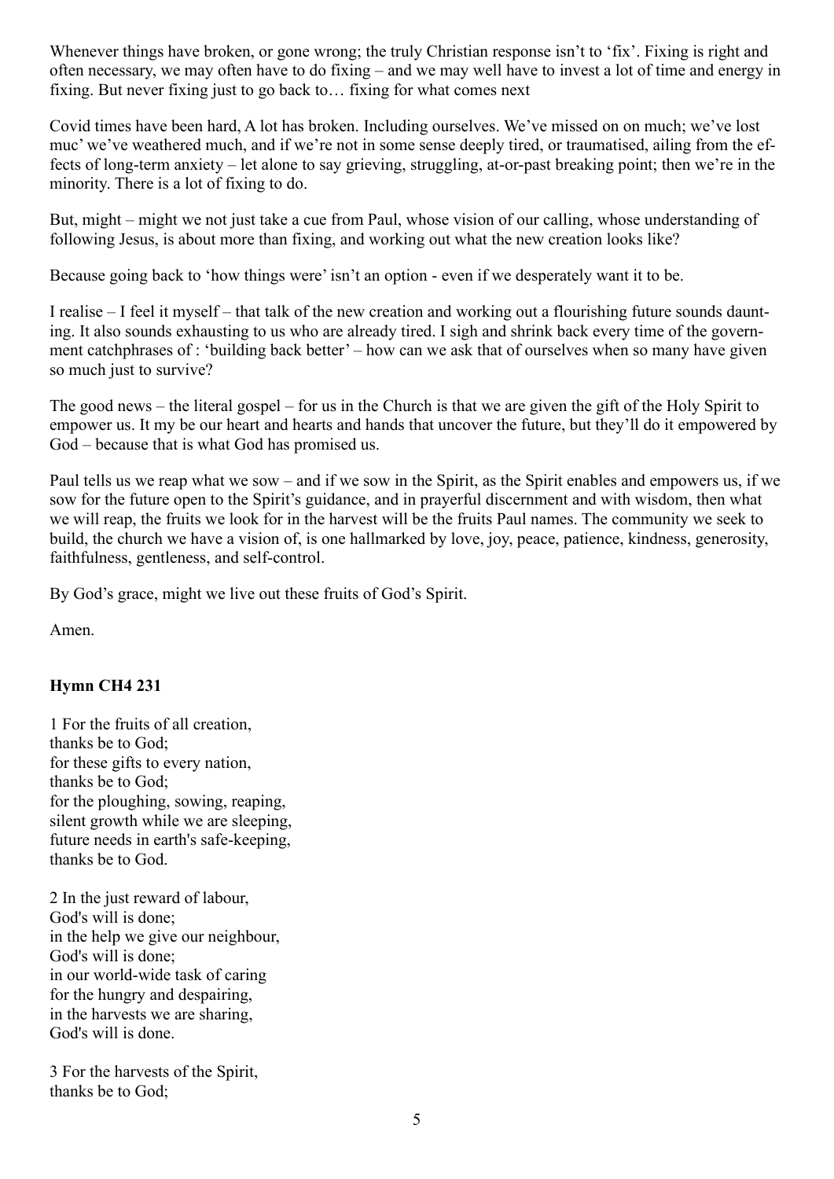Whenever things have broken, or gone wrong; the truly Christian response isn't to 'fix'. Fixing is right and often necessary, we may often have to do fixing – and we may well have to invest a lot of time and energy in fixing. But never fixing just to go back to… fixing for what comes next

Covid times have been hard, A lot has broken. Including ourselves. We've missed on on much; we've lost muc' we've weathered much, and if we're not in some sense deeply tired, or traumatised, ailing from the effects of long-term anxiety – let alone to say grieving, struggling, at-or-past breaking point; then we're in the minority. There is a lot of fixing to do.

But, might – might we not just take a cue from Paul, whose vision of our calling, whose understanding of following Jesus, is about more than fixing, and working out what the new creation looks like?

Because going back to 'how things were' isn't an option - even if we desperately want it to be.

I realise – I feel it myself – that talk of the new creation and working out a flourishing future sounds daunting. It also sounds exhausting to us who are already tired. I sigh and shrink back every time of the government catchphrases of : 'building back better' – how can we ask that of ourselves when so many have given so much just to survive?

The good news – the literal gospel – for us in the Church is that we are given the gift of the Holy Spirit to empower us. It my be our heart and hearts and hands that uncover the future, but they'll do it empowered by God – because that is what God has promised us.

Paul tells us we reap what we sow – and if we sow in the Spirit, as the Spirit enables and empowers us, if we sow for the future open to the Spirit's guidance, and in prayerful discernment and with wisdom, then what we will reap, the fruits we look for in the harvest will be the fruits Paul names. The community we seek to build, the church we have a vision of, is one hallmarked by love, joy, peace, patience, kindness, generosity, faithfulness, gentleness, and self-control.

By God's grace, might we live out these fruits of God's Spirit.

Amen.

**Hymn CH4 231**

1 For the fruits of all creation,
thanks be to God;
for these gifts to every nation,
thanks be to God;
for the ploughing, sowing, reaping,
silent growth while we are sleeping,
future needs in earth's safe-keeping,
thanks be to God.

2 In the just reward of labour,
God's will is done;
in the help we give our neighbour,
God's will is done;
in our world-wide task of caring
for the hungry and despairing,
in the harvests we are sharing,
God's will is done.

3 For the harvests of the Spirit,
thanks be to God;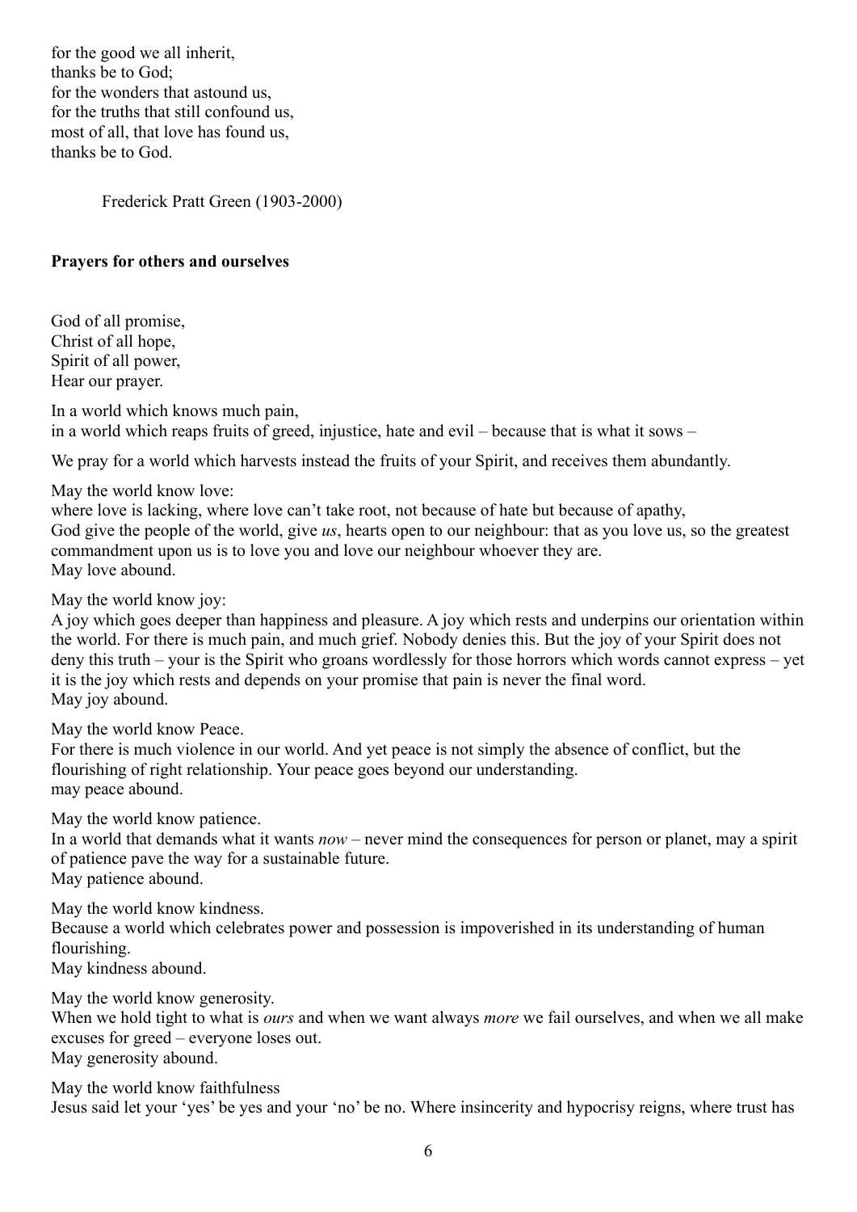for the good we all inherit,  
thanks be to God;  
for the wonders that astound us,  
for the truths that still confound us,  
most of all, that love has found us,  
thanks be to God.

Frederick Pratt Green (1903-2000)

**Prayers for others and ourselves**

God of all promise,  
Christ of all hope,  
Spirit of all power,  
Hear our prayer.

In a world which knows much pain,  
in a world which reaps fruits of greed, injustice, hate and evil – because that is what it sows –

We pray for a world which harvests instead the fruits of your Spirit, and receives them abundantly.

May the world know love:  
where love is lacking, where love can't take root, not because of hate but because of apathy,  
God give the people of the world, give *us*, hearts open to our neighbour: that as you love us, so the greatest commandment upon us is to love you and love our neighbour whoever they are.  
May love abound.

May the world know joy:  
A joy which goes deeper than happiness and pleasure. A joy which rests and underpins our orientation within the world. For there is much pain, and much grief. Nobody denies this. But the joy of your Spirit does not deny this truth – your is the Spirit who groans wordlessly for those horrors which words cannot express – yet it is the joy which rests and depends on your promise that pain is never the final word.  
May joy abound.

May the world know Peace.  
For there is much violence in our world. And yet peace is not simply the absence of conflict, but the flourishing of right relationship. Your peace goes beyond our understanding.  
may peace abound.

May the world know patience.  
In a world that demands what it wants *now* – never mind the consequences for person or planet, may a spirit of patience pave the way for a sustainable future.  
May patience abound.

May the world know kindness.  
Because a world which celebrates power and possession is impoverished in its understanding of human flourishing.  
May kindness abound.

May the world know generosity.  
When we hold tight to what is *ours* and when we want always *more* we fail ourselves, and when we all make excuses for greed – everyone loses out.  
May generosity abound.

May the world know faithfulness  
Jesus said let your 'yes' be yes and your 'no' be no. Where insincerity and hypocrisy reigns, where trust has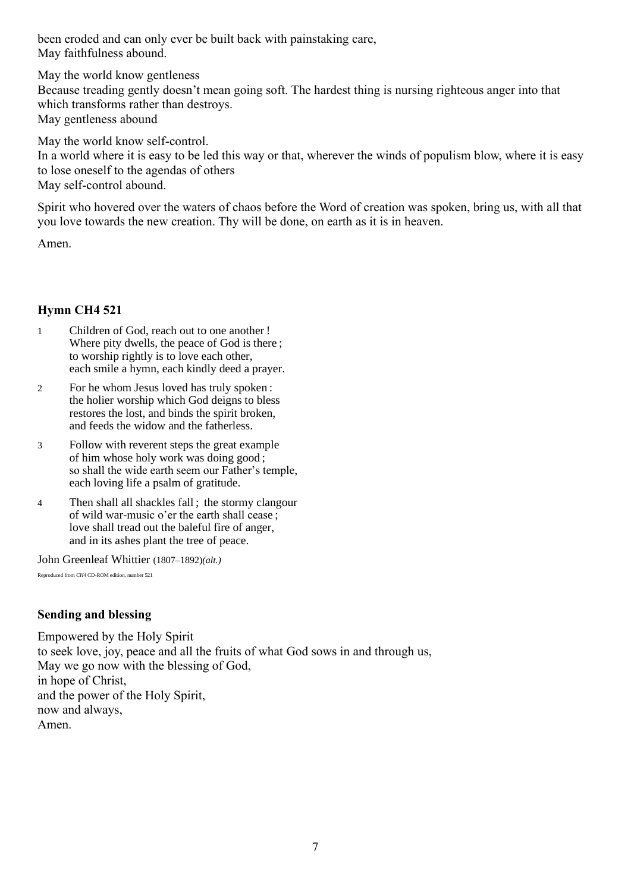been eroded and can only ever be built back with painstaking care,
May faithfulness abound.

May the world know gentleness
Because treading gently doesn't mean going soft. The hardest thing is nursing righteous anger into that which transforms rather than destroys.
May gentleness abound

May the world know self-control.
In a world where it is easy to be led this way or that, wherever the winds of populism blow, where it is easy to lose oneself to the agendas of others
May self-control abound.

Spirit who hovered over the waters of chaos before the Word of creation was spoken, bring us, with all that you love towards the new creation. Thy will be done, on earth as it is in heaven.

Amen.

### Hymn CH4 521

1 Children of God, reach out to one another !
Where pity dwells, the peace of God is there ;
to worship rightly is to love each other,
each smile a hymn, each kindly deed a prayer.

2 For he whom Jesus loved has truly spoken :
the holier worship which God deigns to bless
restores the lost, and binds the spirit broken,
and feeds the widow and the fatherless.

3 Follow with reverent steps the great example
of him whose holy work was doing good ;
so shall the wide earth seem our Father's temple,
each loving life a psalm of gratitude.

4 Then shall all shackles fall ; the stormy clangour
of wild war-music o'er the earth shall cease ;
love shall tread out the baleful fire of anger,
and in its ashes plant the tree of peace.

John Greenleaf Whittier (1807–1892)*(alt.)*

Reproduced from *CH4* CD-ROM edition, number 521

### Sending and blessing

Empowered by the Holy Spirit
to seek love, joy, peace and all the fruits of what God sows in and through us,
May we go now with the blessing of God,
in hope of Christ,
and the power of the Holy Spirit,
now and always,
Amen.